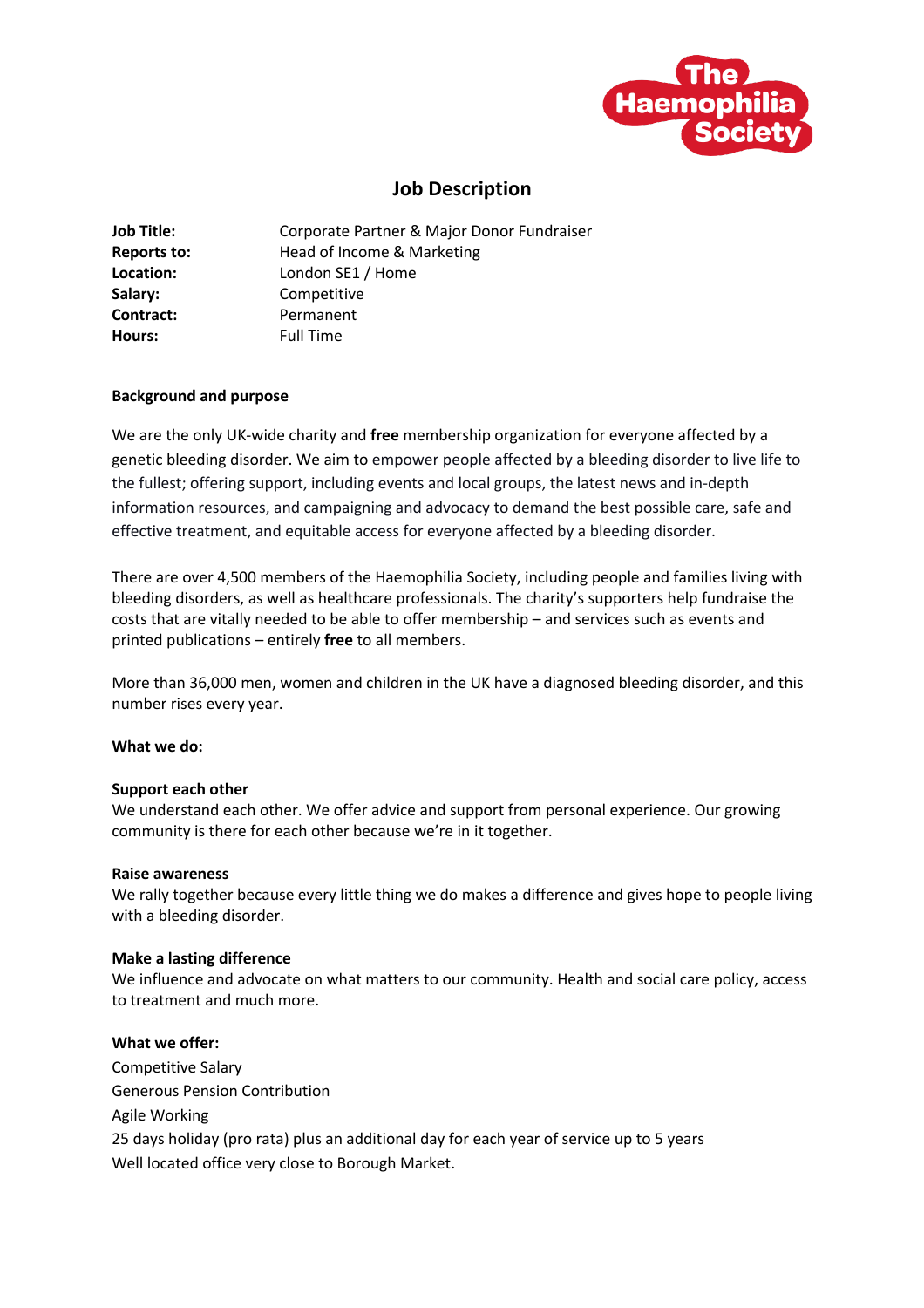# Job Description

| | |
|---|---|
| **Job Title:** | Corporate Partner & Major Donor Fundraiser |
| **Reports to:** | Head of Income & Marketing |
| **Location:** | London SE1 / Home |
| **Salary:** | Competitive |
| **Contract:** | Permanent |
| **Hours:** | Full Time |

**Background and purpose**

We are the only UK-wide charity and **free** membership organization for everyone affected by a genetic bleeding disorder. We aim to empower people affected by a bleeding disorder to live life to the fullest; offering support, including events and local groups, the latest news and in-depth information resources, and campaigning and advocacy to demand the best possible care, safe and effective treatment, and equitable access for everyone affected by a bleeding disorder.

There are over 4,500 members of the Haemophilia Society, including people and families living with bleeding disorders, as well as healthcare professionals. The charity's supporters help fundraise the costs that are vitally needed to be able to offer membership – and services such as events and printed publications – entirely **free** to all members.

More than 36,000 men, women and children in the UK have a diagnosed bleeding disorder, and this number rises every year.

**What we do:**

**Support each other**
We understand each other. We offer advice and support from personal experience. Our growing community is there for each other because we're in it together.

**Raise awareness**
We rally together because every little thing we do makes a difference and gives hope to people living with a bleeding disorder.

**Make a lasting difference**
We influence and advocate on what matters to our community. Health and social care policy, access to treatment and much more.

**What we offer:**

Competitive Salary
Generous Pension Contribution
Agile Working
25 days holiday (pro rata) plus an additional day for each year of service up to 5 years
Well located office very close to Borough Market.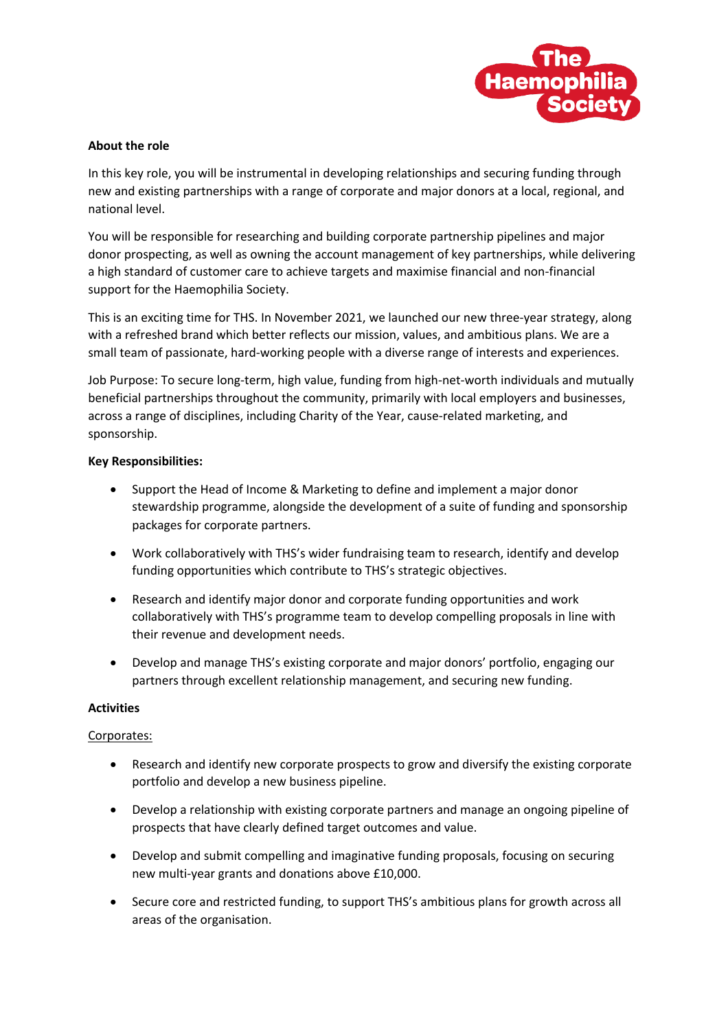**About the role**

In this key role, you will be instrumental in developing relationships and securing funding through new and existing partnerships with a range of corporate and major donors at a local, regional, and national level.

You will be responsible for researching and building corporate partnership pipelines and major donor prospecting, as well as owning the account management of key partnerships, while delivering a high standard of customer care to achieve targets and maximise financial and non-financial support for the Haemophilia Society.

This is an exciting time for THS. In November 2021, we launched our new three-year strategy, along with a refreshed brand which better reflects our mission, values, and ambitious plans. We are a small team of passionate, hard-working people with a diverse range of interests and experiences.

Job Purpose: To secure long-term, high value, funding from high-net-worth individuals and mutually beneficial partnerships throughout the community, primarily with local employers and businesses, across a range of disciplines, including Charity of the Year, cause-related marketing, and sponsorship.

**Key Responsibilities:**

- Support the Head of Income & Marketing to define and implement a major donor stewardship programme, alongside the development of a suite of funding and sponsorship packages for corporate partners.
- Work collaboratively with THS's wider fundraising team to research, identify and develop funding opportunities which contribute to THS's strategic objectives.
- Research and identify major donor and corporate funding opportunities and work collaboratively with THS's programme team to develop compelling proposals in line with their revenue and development needs.
- Develop and manage THS's existing corporate and major donors' portfolio, engaging our partners through excellent relationship management, and securing new funding.

**Activities**

<u>Corporates:</u>

- Research and identify new corporate prospects to grow and diversify the existing corporate portfolio and develop a new business pipeline.
- Develop a relationship with existing corporate partners and manage an ongoing pipeline of prospects that have clearly defined target outcomes and value.
- Develop and submit compelling and imaginative funding proposals, focusing on securing new multi-year grants and donations above £10,000.
- Secure core and restricted funding, to support THS's ambitious plans for growth across all areas of the organisation.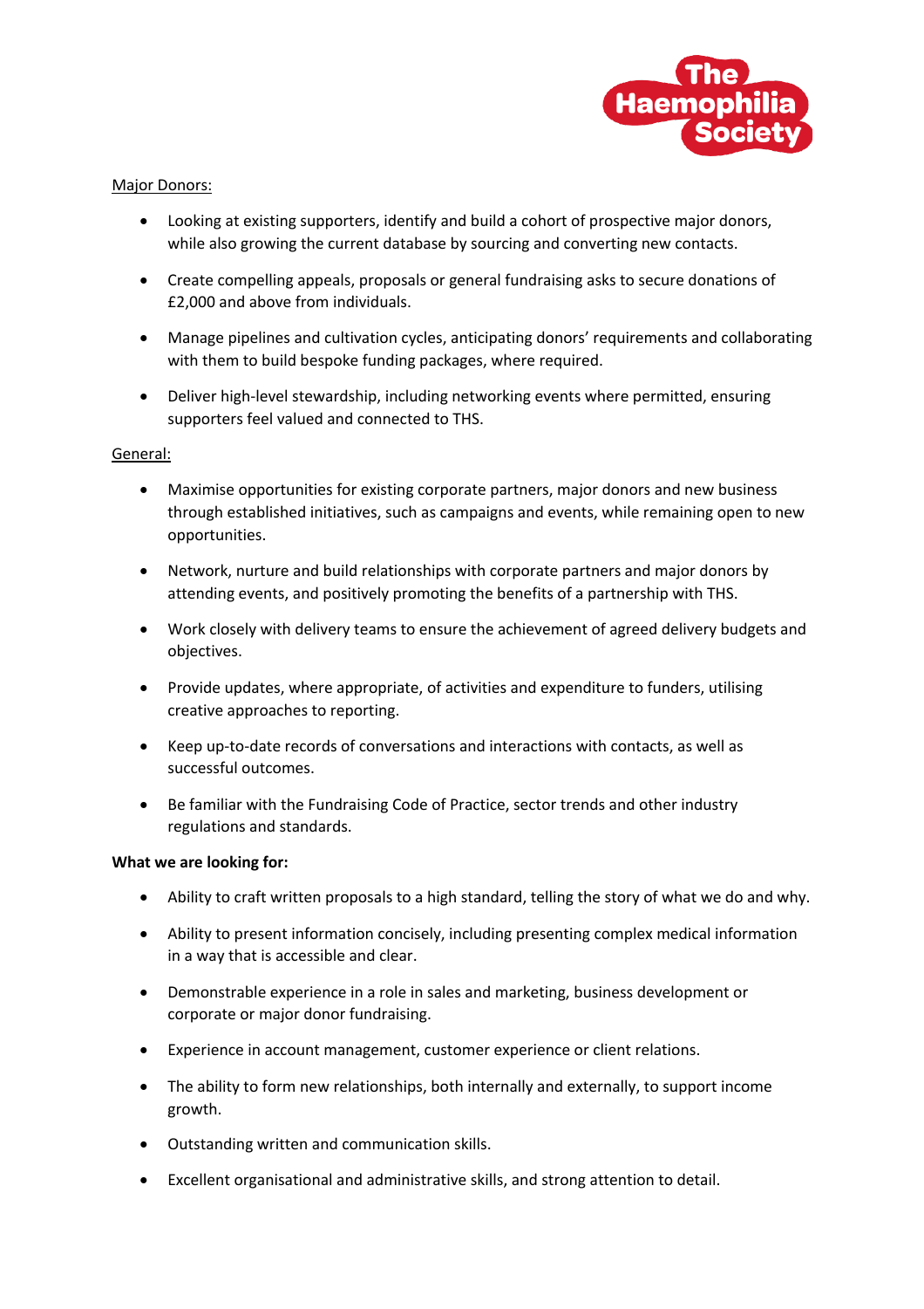Major Donors:

- Looking at existing supporters, identify and build a cohort of prospective major donors, while also growing the current database by sourcing and converting new contacts.
- Create compelling appeals, proposals or general fundraising asks to secure donations of £2,000 and above from individuals.
- Manage pipelines and cultivation cycles, anticipating donors' requirements and collaborating with them to build bespoke funding packages, where required.
- Deliver high-level stewardship, including networking events where permitted, ensuring supporters feel valued and connected to THS.

General:

- Maximise opportunities for existing corporate partners, major donors and new business through established initiatives, such as campaigns and events, while remaining open to new opportunities.
- Network, nurture and build relationships with corporate partners and major donors by attending events, and positively promoting the benefits of a partnership with THS.
- Work closely with delivery teams to ensure the achievement of agreed delivery budgets and objectives.
- Provide updates, where appropriate, of activities and expenditure to funders, utilising creative approaches to reporting.
- Keep up-to-date records of conversations and interactions with contacts, as well as successful outcomes.
- Be familiar with the Fundraising Code of Practice, sector trends and other industry regulations and standards.

**What we are looking for:**

- Ability to craft written proposals to a high standard, telling the story of what we do and why.
- Ability to present information concisely, including presenting complex medical information in a way that is accessible and clear.
- Demonstrable experience in a role in sales and marketing, business development or corporate or major donor fundraising.
- Experience in account management, customer experience or client relations.
- The ability to form new relationships, both internally and externally, to support income growth.
- Outstanding written and communication skills.
- Excellent organisational and administrative skills, and strong attention to detail.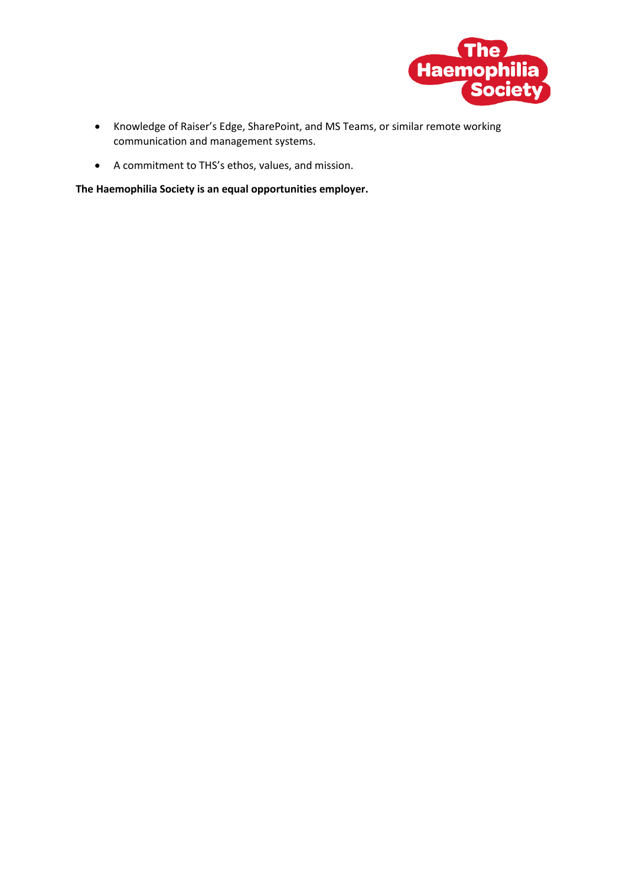- Knowledge of Raiser's Edge, SharePoint, and MS Teams, or similar remote working communication and management systems.
- A commitment to THS's ethos, values, and mission.

**The Haemophilia Society is an equal opportunities employer.**